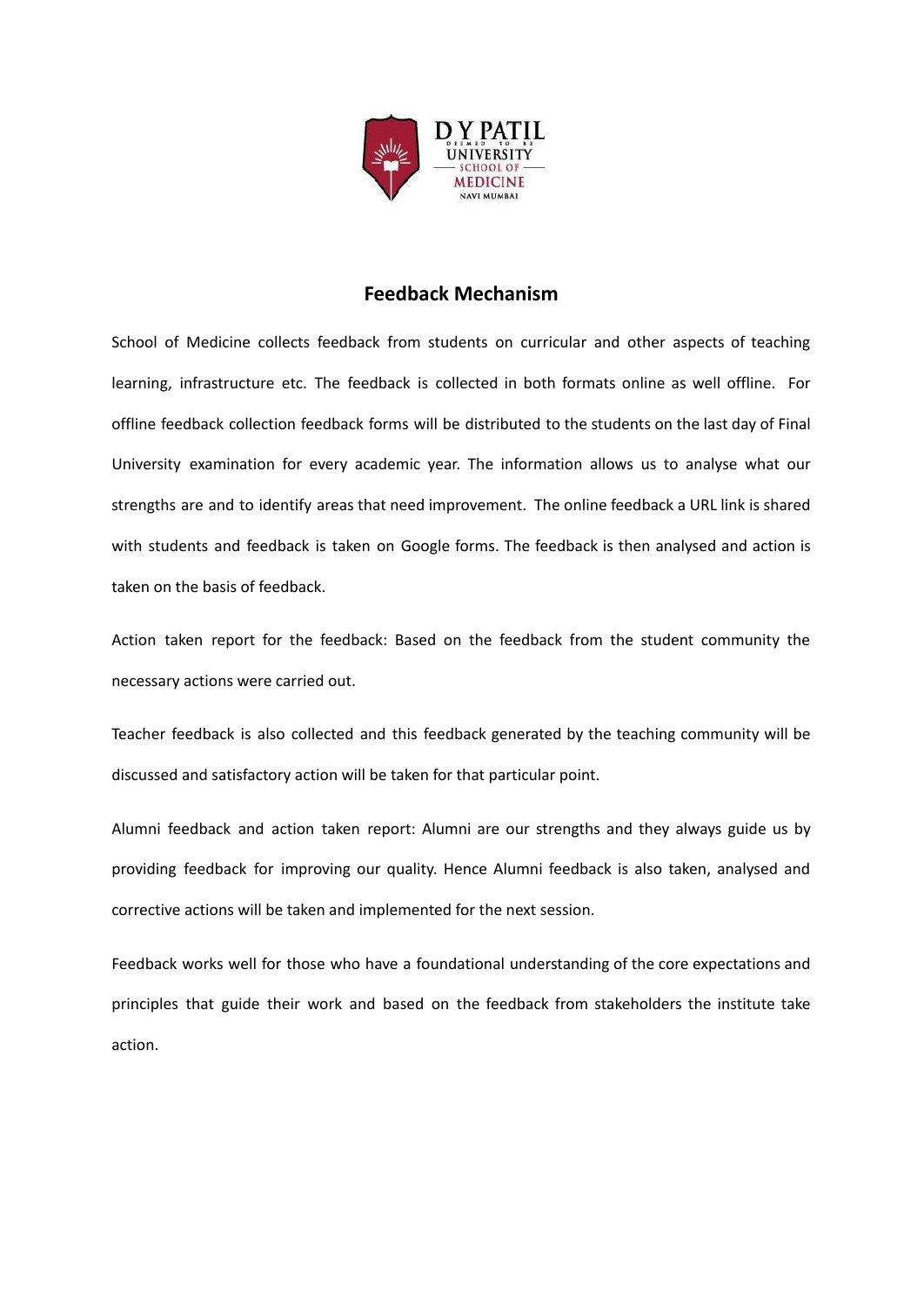# Feedback Mechanism

School of Medicine collects feedback from students on curricular and other aspects of teaching learning, infrastructure etc. The feedback is collected in both formats online as well offline. For offline feedback collection feedback forms will be distributed to the students on the last day of Final University examination for every academic year. The information allows us to analyse what our strengths are and to identify areas that need improvement. The online feedback a URL link is shared with students and feedback is taken on Google forms. The feedback is then analysed and action is taken on the basis of feedback.

Action taken report for the feedback: Based on the feedback from the student community the necessary actions were carried out.

Teacher feedback is also collected and this feedback generated by the teaching community will be discussed and satisfactory action will be taken for that particular point.

Alumni feedback and action taken report: Alumni are our strengths and they always guide us by providing feedback for improving our quality. Hence Alumni feedback is also taken, analysed and corrective actions will be taken and implemented for the next session.

Feedback works well for those who have a foundational understanding of the core expectations and principles that guide their work and based on the feedback from stakeholders the institute take action.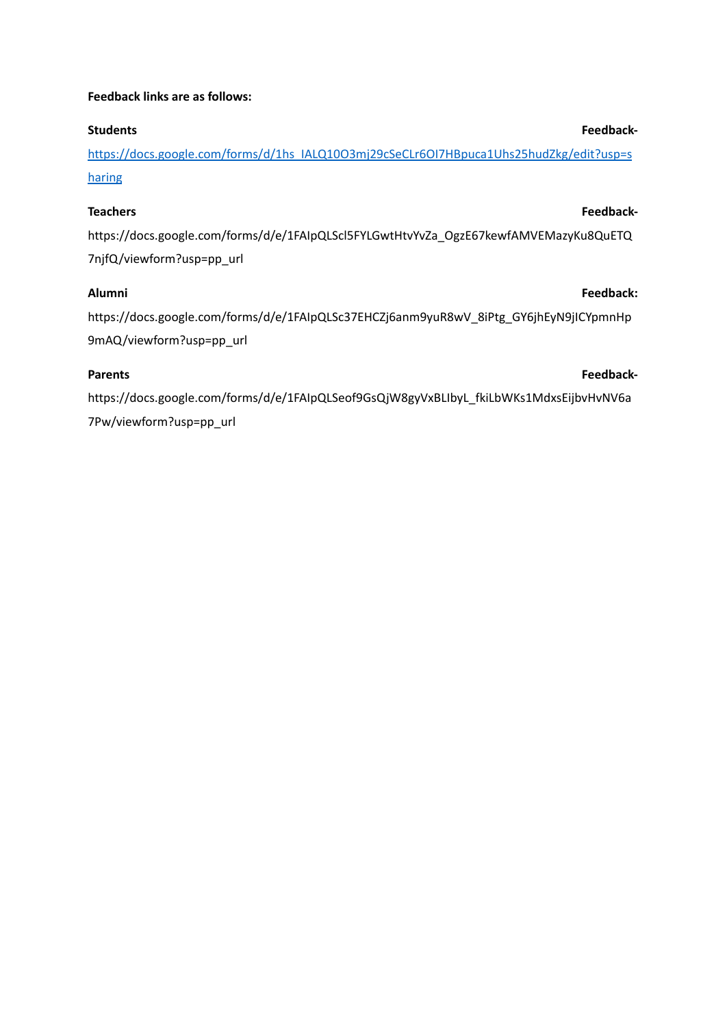**Feedback links are as follows:**

**Students Feedback-** https://docs.google.com/forms/d/1hs_IALQ10O3mj29cSeCLr6OI7HBpuca1Uhs25hudZkg/edit?usp=sharing

**Teachers Feedback-** https://docs.google.com/forms/d/e/1FAIpQLScl5FYLGwtHtvYvZa_OgzE67kewfAMVEMazyKu8QuETQ7njfQ/viewform?usp=pp_url

**Alumni Feedback:** https://docs.google.com/forms/d/e/1FAIpQLSc37EHCZj6anm9yuR8wV_8iPtg_GY6jhEyN9jICYpmnHp9mAQ/viewform?usp=pp_url

**Parents Feedback-** https://docs.google.com/forms/d/e/1FAIpQLSeof9GsQjW8gyVxBLIbyL_fkiLbWKs1MdxsEijbvHvNV6a7Pw/viewform?usp=pp_url